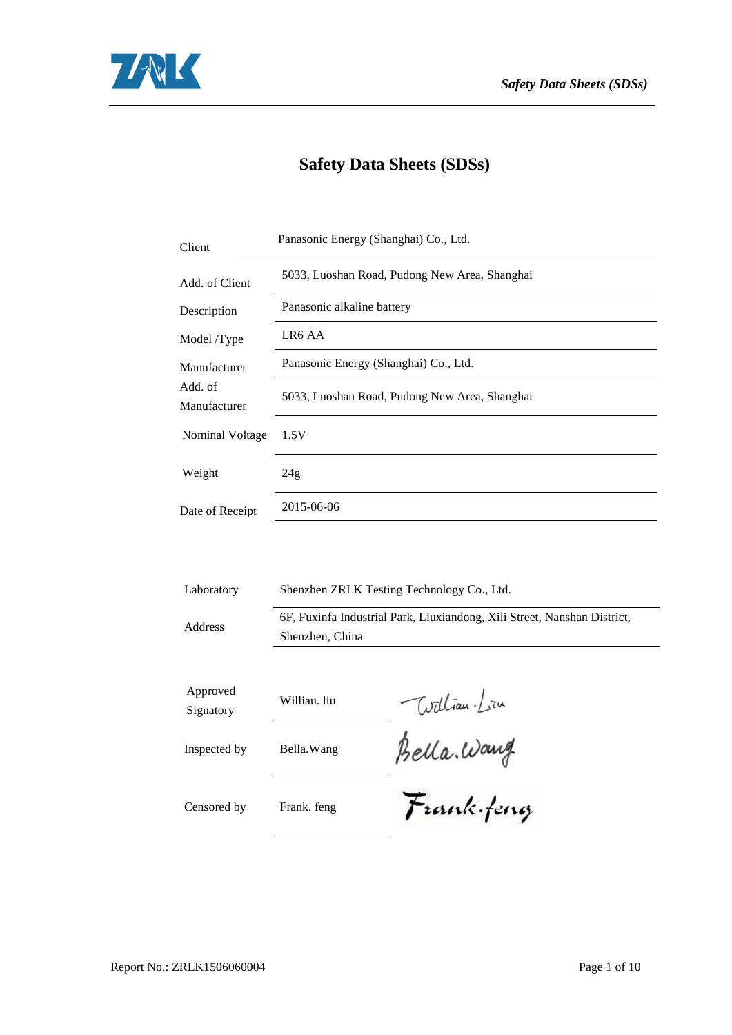# Safety Data Sheets (SDSs)

| | |
|---|---|
| Client | Panasonic Energy (Shanghai) Co., Ltd. |
| Add. of Client | 5033, Luoshan Road, Pudong New Area, Shanghai |
| Description | Panasonic alkaline battery |
| Model /Type | LR6 AA |
| Manufacturer | Panasonic Energy (Shanghai) Co., Ltd. |
| Add. of Manufacturer | 5033, Luoshan Road, Pudong New Area, Shanghai |
| Nominal Voltage | 1.5V |
| Weight | 24g |
| Date of Receipt | 2015-06-06 |

| | |
|---|---|
| Laboratory | Shenzhen ZRLK Testing Technology Co., Ltd. |
| Address | 6F, Fuxinfa Industrial Park, Liuxiandong, Xili Street, Nanshan District, Shenzhen, China |

| | | |
|---|---|---|
| Approved Signatory | Williau. liu | William. Liu |
| Inspected by | Bella.Wang | Bella.Wang |
| Censored by | Frank. feng | Frank.feng |

Report No.: ZRLK1506060004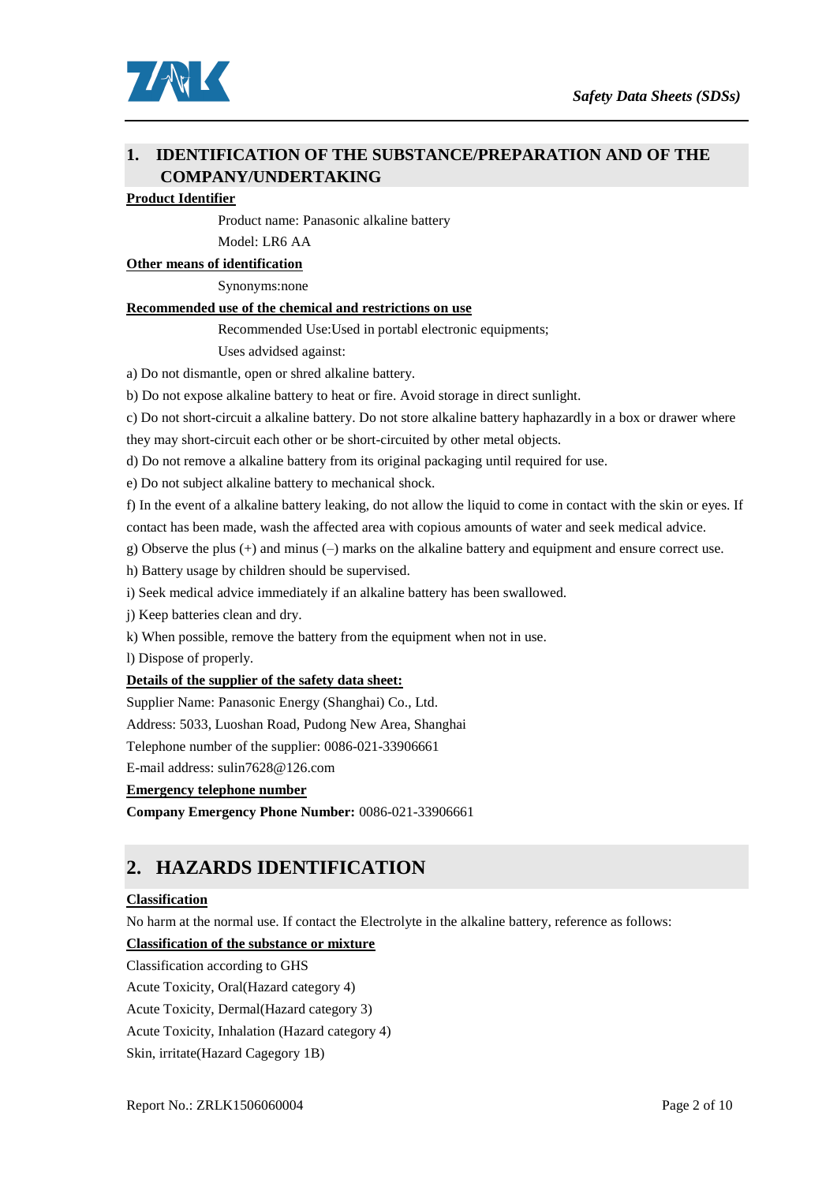## 1. IDENTIFICATION OF THE SUBSTANCE/PREPARATION AND OF THE COMPANY/UNDERTAKING

**Product Identifier**

Product name: Panasonic alkaline battery

Model: LR6 AA

**Other means of identification**

Synonyms:none

**Recommended use of the chemical and restrictions on use**

Recommended Use:Used in portabl electronic equipments;

Uses advidsed against:

a) Do not dismantle, open or shred alkaline battery.

b) Do not expose alkaline battery to heat or fire. Avoid storage in direct sunlight.

c) Do not short-circuit a alkaline battery. Do not store alkaline battery haphazardly in a box or drawer where they may short-circuit each other or be short-circuited by other metal objects.

d) Do not remove a alkaline battery from its original packaging until required for use.

e) Do not subject alkaline battery to mechanical shock.

f) In the event of a alkaline battery leaking, do not allow the liquid to come in contact with the skin or eyes. If contact has been made, wash the affected area with copious amounts of water and seek medical advice.

g) Observe the plus (+) and minus (–) marks on the alkaline battery and equipment and ensure correct use.

h) Battery usage by children should be supervised.

i) Seek medical advice immediately if an alkaline battery has been swallowed.

j) Keep batteries clean and dry.

k) When possible, remove the battery from the equipment when not in use.

l) Dispose of properly.

**Details of the supplier of the safety data sheet:**

Supplier Name: Panasonic Energy (Shanghai) Co., Ltd.

Address: 5033, Luoshan Road, Pudong New Area, Shanghai

Telephone number of the supplier: 0086-021-33906661

E-mail address: sulin7628@126.com

**Emergency telephone number**

**Company Emergency Phone Number:** 0086-021-33906661

## 2. HAZARDS IDENTIFICATION

**Classification**

No harm at the normal use. If contact the Electrolyte in the alkaline battery, reference as follows:

**Classification of the substance or mixture**

Classification according to GHS

Acute Toxicity, Oral(Hazard category 4)

Acute Toxicity, Dermal(Hazard category 3)

Acute Toxicity, Inhalation (Hazard category 4)

Skin, irritate(Hazard Cagegory 1B)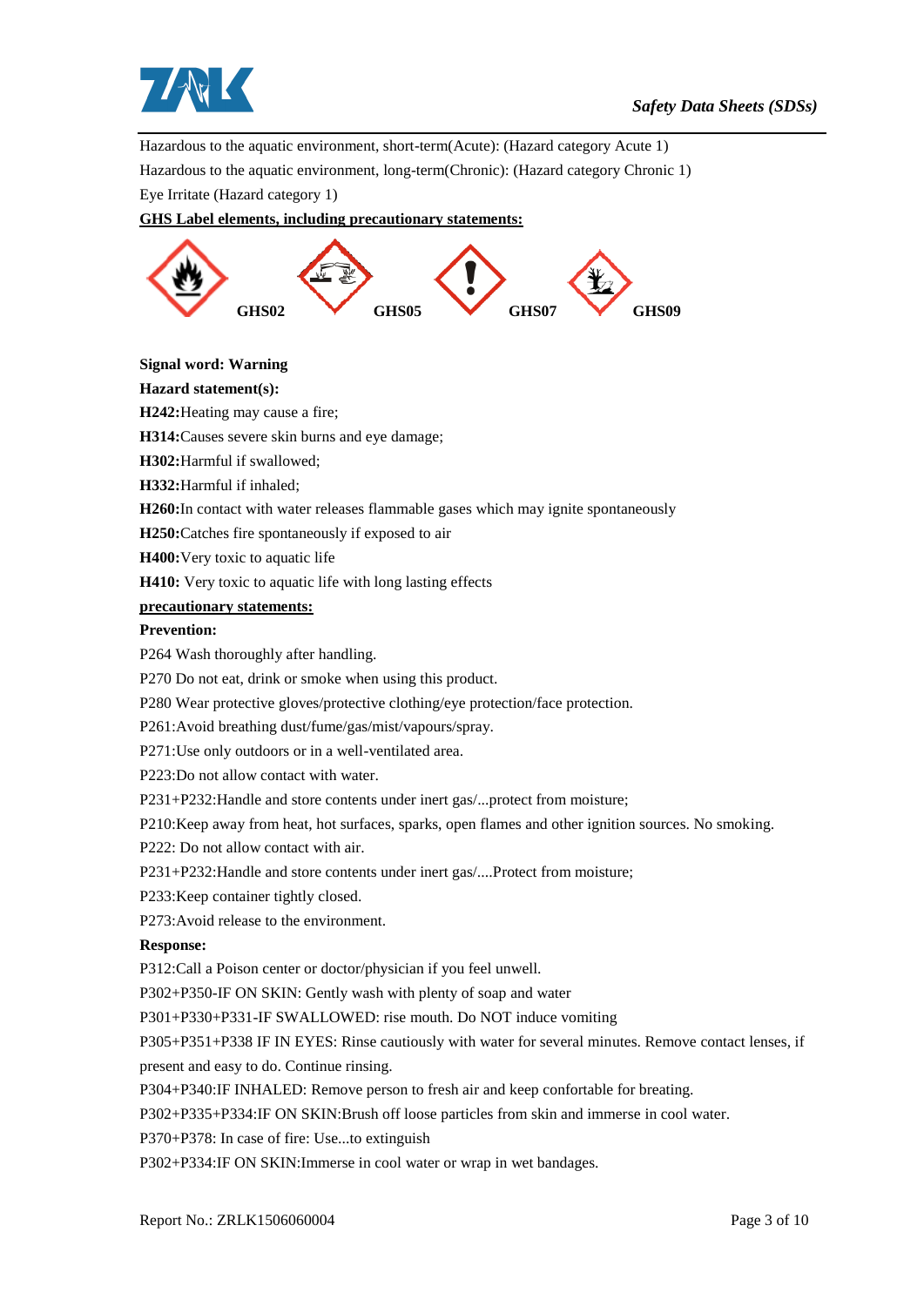Hazardous to the aquatic environment, short-term(Acute): (Hazard category Acute 1)

Hazardous to the aquatic environment, long-term(Chronic): (Hazard category Chronic 1)

Eye Irritate (Hazard category 1)

**GHS Label elements, including precautionary statements:**

**GHS02** **GHS05** **GHS07** **GHS09**

**Signal word: Warning**

**Hazard statement(s):**

**H242:**Heating may cause a fire;

**H314:**Causes severe skin burns and eye damage;

**H302:**Harmful if swallowed;

**H332:**Harmful if inhaled;

**H260:**In contact with water releases flammable gases which may ignite spontaneously

**H250:**Catches fire spontaneously if exposed to air

**H400:**Very toxic to aquatic life

**H410:** Very toxic to aquatic life with long lasting effects

**precautionary statements:**

**Prevention:**

P264 Wash thoroughly after handling.

P270 Do not eat, drink or smoke when using this product.

P280 Wear protective gloves/protective clothing/eye protection/face protection.

P261:Avoid breathing dust/fume/gas/mist/vapours/spray.

P271:Use only outdoors or in a well-ventilated area.

P223:Do not allow contact with water.

P231+P232:Handle and store contents under inert gas/...protect from moisture;

P210:Keep away from heat, hot surfaces, sparks, open flames and other ignition sources. No smoking.

P222: Do not allow contact with air.

P231+P232:Handle and store contents under inert gas/....Protect from moisture;

P233:Keep container tightly closed.

P273:Avoid release to the environment.

**Response:**

P312:Call a Poison center or doctor/physician if you feel unwell.

P302+P350-IF ON SKIN: Gently wash with plenty of soap and water

P301+P330+P331-IF SWALLOWED: rise mouth. Do NOT induce vomiting

P305+P351+P338 IF IN EYES: Rinse cautiously with water for several minutes. Remove contact lenses, if present and easy to do. Continue rinsing.

P304+P340:IF INHALED: Remove person to fresh air and keep confortable for breating.

P302+P335+P334:IF ON SKIN:Brush off loose particles from skin and immerse in cool water.

P370+P378: In case of fire: Use...to extinguish

P302+P334:IF ON SKIN:Immerse in cool water or wrap in wet bandages.

Report No.: ZRLK1506060004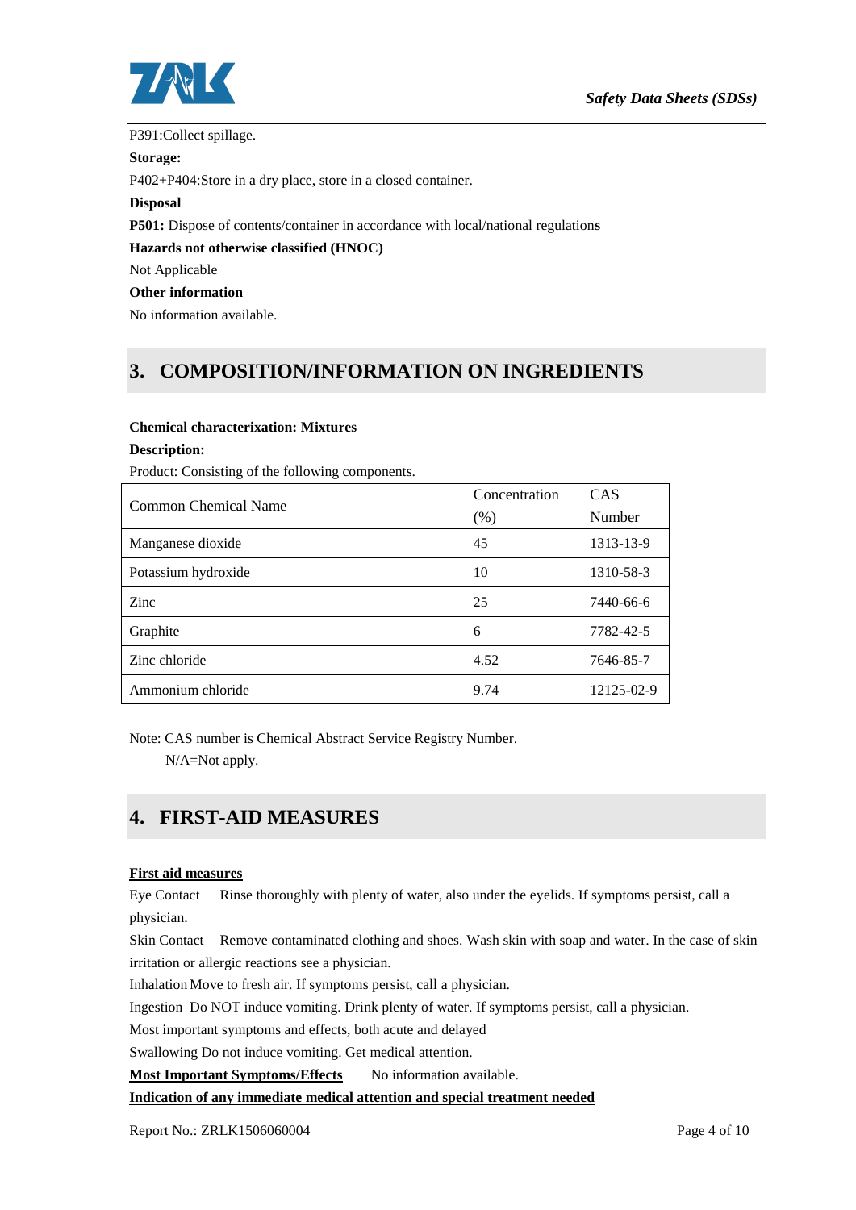P391:Collect spillage.

**Storage:**

P402+P404:Store in a dry place, store in a closed container.

**Disposal**

**P501:** Dispose of contents/container in accordance with local/national regulation**s**

**Hazards not otherwise classified (HNOC)**

Not Applicable

**Other information**

No information available.

## 3. COMPOSITION/INFORMATION ON INGREDIENTS

**Chemical characterixation: Mixtures**

**Description:**

Product: Consisting of the following components.

| Common Chemical Name | Concentration (%) | CAS Number |
|---|---|---|
| Manganese dioxide | 45 | 1313-13-9 |
| Potassium hydroxide | 10 | 1310-58-3 |
| Zinc | 25 | 7440-66-6 |
| Graphite | 6 | 7782-42-5 |
| Zinc chloride | 4.52 | 7646-85-7 |
| Ammonium chloride | 9.74 | 12125-02-9 |

Note: CAS number is Chemical Abstract Service Registry Number.

N/A=Not apply.

## 4. FIRST-AID MEASURES

**First aid measures**

Eye Contact Rinse thoroughly with plenty of water, also under the eyelids. If symptoms persist, call a physician.

Skin Contact Remove contaminated clothing and shoes. Wash skin with soap and water. In the case of skin irritation or allergic reactions see a physician.

Inhalation Move to fresh air. If symptoms persist, call a physician.

Ingestion Do NOT induce vomiting. Drink plenty of water. If symptoms persist, call a physician.

Most important symptoms and effects, both acute and delayed

Swallowing Do not induce vomiting. Get medical attention.

**Most Important Symptoms/Effects** No information available.

**Indication of any immediate medical attention and special treatment needed**

Report No.: ZRLK1506060004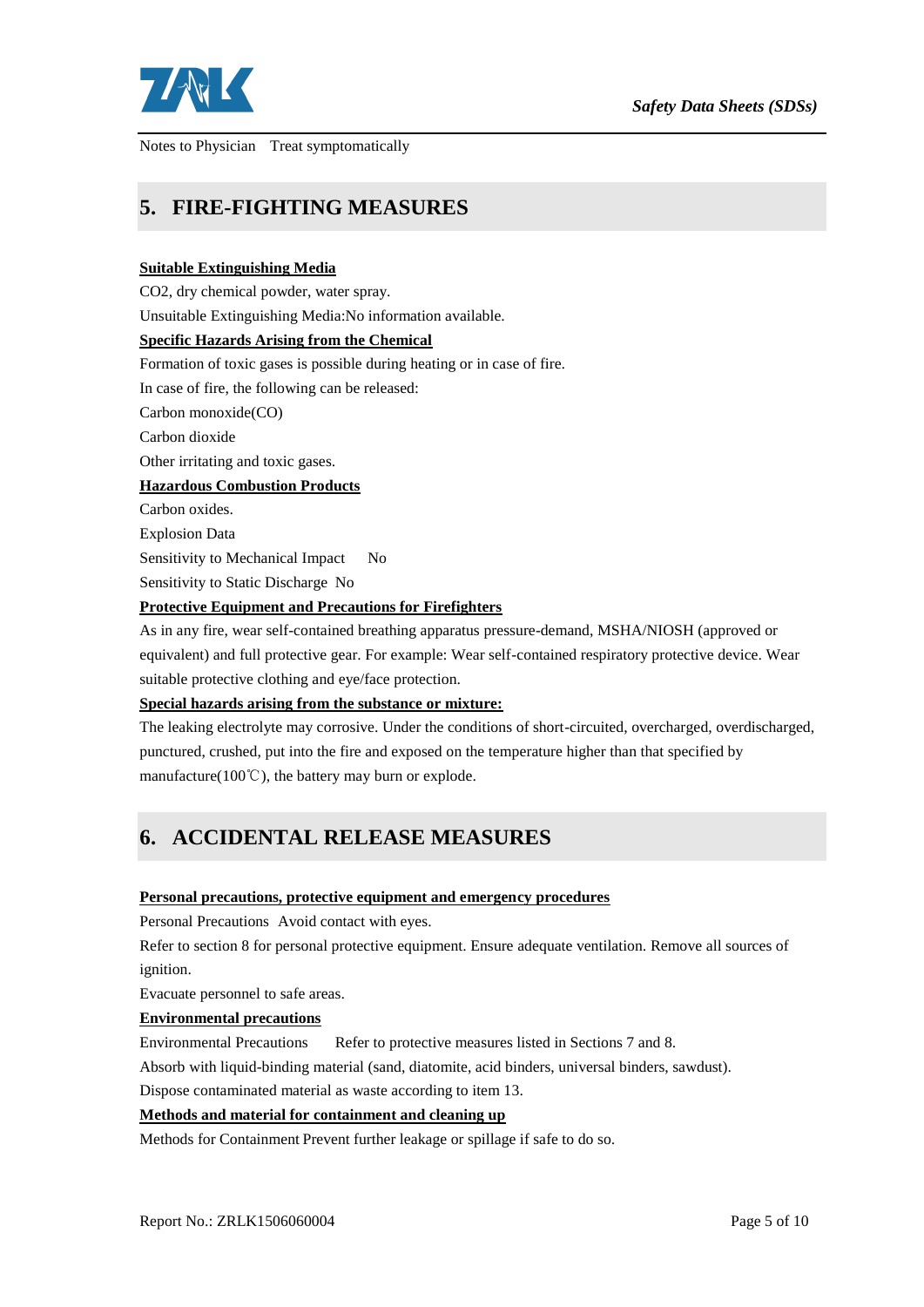Notes to Physician Treat symptomatically

## 5. FIRE-FIGHTING MEASURES

**Suitable Extinguishing Media**

$CO_2$, dry chemical powder, water spray.

Unsuitable Extinguishing Media:No information available.

**Specific Hazards Arising from the Chemical**

Formation of toxic gases is possible during heating or in case of fire.

In case of fire, the following can be released:

Carbon monoxide(CO)

Carbon dioxide

Other irritating and toxic gases.

**Hazardous Combustion Products**

Carbon oxides.

Explosion Data

Sensitivity to Mechanical Impact No

Sensitivity to Static Discharge No

**Protective Equipment and Precautions for Firefighters**

As in any fire, wear self-contained breathing apparatus pressure-demand, MSHA/NIOSH (approved or equivalent) and full protective gear. For example: Wear self-contained respiratory protective device. Wear suitable protective clothing and eye/face protection.

**Special hazards arising from the substance or mixture:**

The leaking electrolyte may corrosive. Under the conditions of short-circuited, overcharged, overdischarged, punctured, crushed, put into the fire and exposed on the temperature higher than that specified by manufacture(100℃), the battery may burn or explode.

## 6. ACCIDENTAL RELEASE MEASURES

**Personal precautions, protective equipment and emergency procedures**

Personal Precautions Avoid contact with eyes.

Refer to section 8 for personal protective equipment. Ensure adequate ventilation. Remove all sources of ignition.

Evacuate personnel to safe areas.

**Environmental precautions**

Environmental Precautions Refer to protective measures listed in Sections 7 and 8.

Absorb with liquid-binding material (sand, diatomite, acid binders, universal binders, sawdust).

Dispose contaminated material as waste according to item 13.

**Methods and material for containment and cleaning up**

Methods for Containment Prevent further leakage or spillage if safe to do so.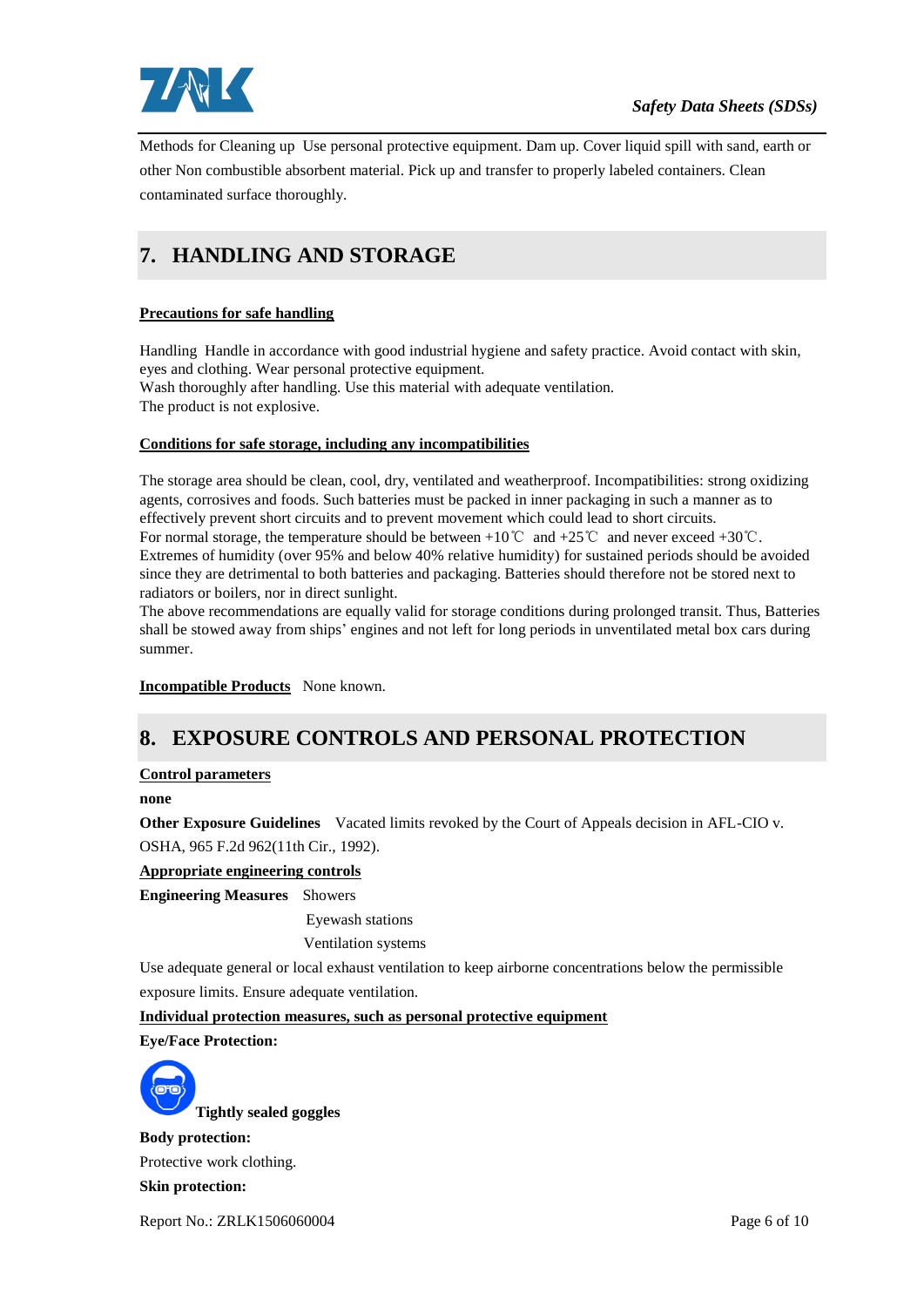Methods for Cleaning up Use personal protective equipment. Dam up. Cover liquid spill with sand, earth or other Non combustible absorbent material. Pick up and transfer to properly labeled containers. Clean contaminated surface thoroughly.

## 7. HANDLING AND STORAGE

**Precautions for safe handling**

Handling Handle in accordance with good industrial hygiene and safety practice. Avoid contact with skin, eyes and clothing. Wear personal protective equipment.
Wash thoroughly after handling. Use this material with adequate ventilation.
The product is not explosive.

**Conditions for safe storage, including any incompatibilities**

The storage area should be clean, cool, dry, ventilated and weatherproof. Incompatibilities: strong oxidizing agents, corrosives and foods. Such batteries must be packed in inner packaging in such a manner as to effectively prevent short circuits and to prevent movement which could lead to short circuits.
For normal storage, the temperature should be between +10℃ and +25℃ and never exceed +30℃.
Extremes of humidity (over 95% and below 40% relative humidity) for sustained periods should be avoided since they are detrimental to both batteries and packaging. Batteries should therefore not be stored next to radiators or boilers, nor in direct sunlight.
The above recommendations are equally valid for storage conditions during prolonged transit. Thus, Batteries shall be stowed away from ships' engines and not left for long periods in unventilated metal box cars during summer.

**Incompatible Products** None known.

## 8. EXPOSURE CONTROLS AND PERSONAL PROTECTION

**Control parameters**

**none**

**Other Exposure Guidelines** Vacated limits revoked by the Court of Appeals decision in AFL-CIO v. OSHA, 965 F.2d 962(11th Cir., 1992).

**Appropriate engineering controls**

**Engineering Measures** Showers
Eyewash stations
Ventilation systems

Use adequate general or local exhaust ventilation to keep airborne concentrations below the permissible exposure limits. Ensure adequate ventilation.

**Individual protection measures, such as personal protective equipment**

**Eye/Face Protection:**

**Tightly sealed goggles**

**Body protection:**

Protective work clothing.

**Skin protection:**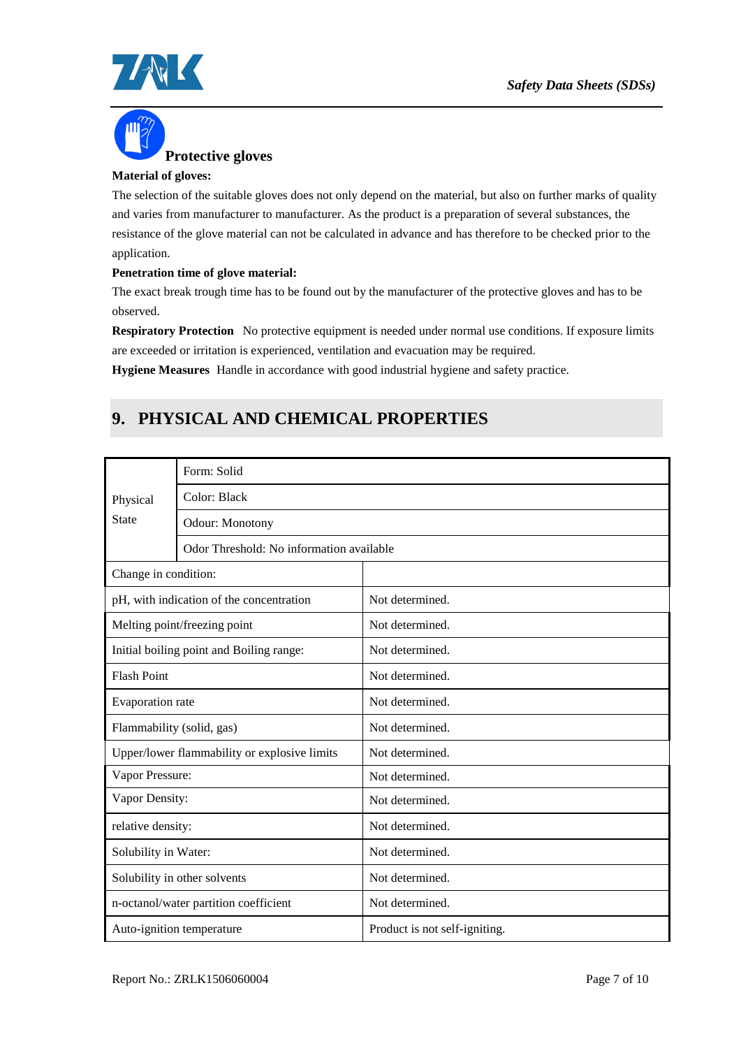**Protective gloves**

**Material of gloves:**

The selection of the suitable gloves does not only depend on the material, but also on further marks of quality and varies from manufacturer to manufacturer. As the product is a preparation of several substances, the resistance of the glove material can not be calculated in advance and has therefore to be checked prior to the application.

**Penetration time of glove material:**

The exact break trough time has to be found out by the manufacturer of the protective gloves and has to be observed.

**Respiratory Protection** No protective equipment is needed under normal use conditions. If exposure limits are exceeded or irritation is experienced, ventilation and evacuation may be required.

**Hygiene Measures** Handle in accordance with good industrial hygiene and safety practice.

## 9. PHYSICAL AND CHEMICAL PROPERTIES

| | | |
|---|---|---|
| Physical State | Form: Solid | |
| | Color: Black | |
| | Odour: Monotony | |
| | Odor Threshold: No information available | |
| Change in condition: | | |
| pH, with indication of the concentration | | Not determined. |
| Melting point/freezing point | | Not determined. |
| Initial boiling point and Boiling range: | | Not determined. |
| Flash Point | | Not determined. |
| Evaporation rate | | Not determined. |
| Flammability (solid, gas) | | Not determined. |
| Upper/lower flammability or explosive limits | | Not determined. |
| Vapor Pressure: | | Not determined. |
| Vapor Density: | | Not determined. |
| relative density: | | Not determined. |
| Solubility in Water: | | Not determined. |
| Solubility in other solvents | | Not determined. |
| n-octanol/water partition coefficient | | Not determined. |
| Auto-ignition temperature | | Product is not self-igniting. |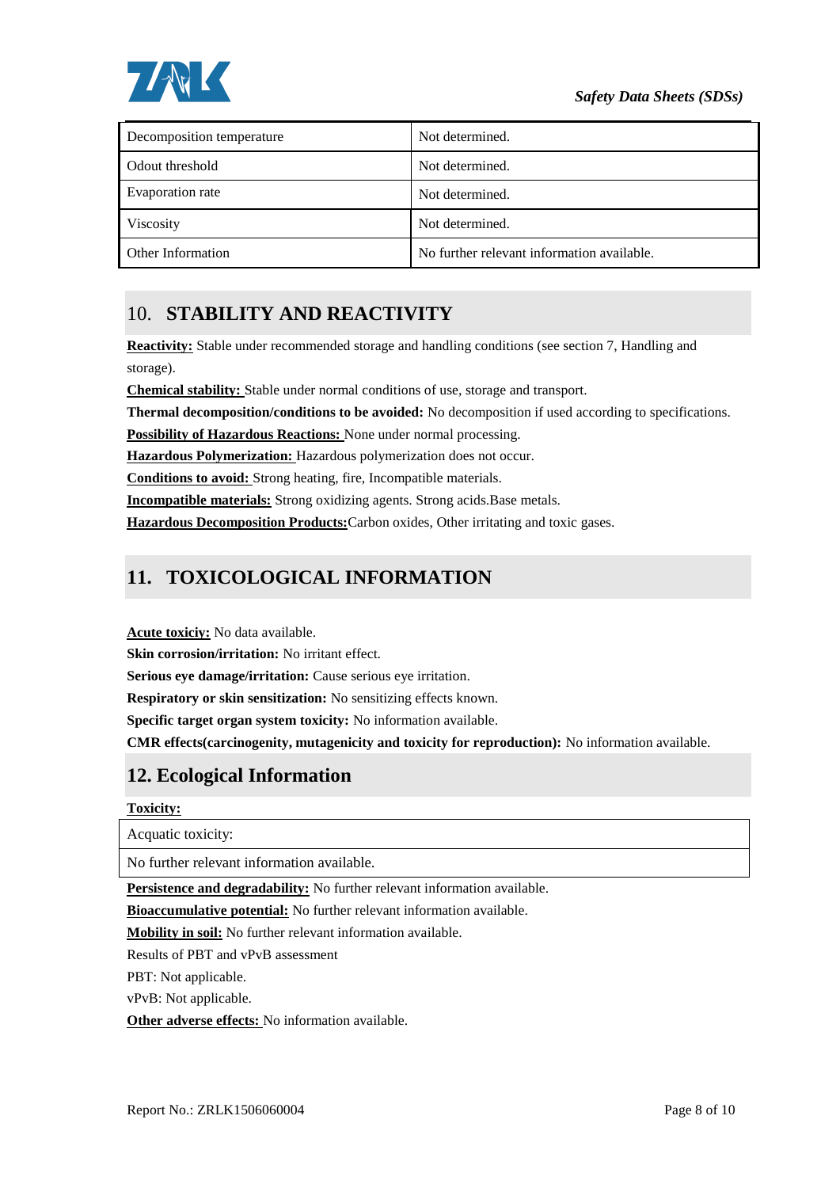| Decomposition temperature | Not determined. |
|---|---|
| Odout threshold | Not determined. |
| Evaporation rate | Not determined. |
| Viscosity | Not determined. |
| Other Information | No further relevant information available. |

## 10. STABILITY AND REACTIVITY

**Reactivity:** Stable under recommended storage and handling conditions (see section 7, Handling and storage).

**Chemical stability:** Stable under normal conditions of use, storage and transport.

**Thermal decomposition/conditions to be avoided:** No decomposition if used according to specifications.

**Possibility of Hazardous Reactions:** None under normal processing.

**Hazardous Polymerization:** Hazardous polymerization does not occur.

**Conditions to avoid:** Strong heating, fire, Incompatible materials.

**Incompatible materials:** Strong oxidizing agents. Strong acids.Base metals.

**Hazardous Decomposition Products:**Carbon oxides, Other irritating and toxic gases.

## 11. TOXICOLOGICAL INFORMATION

**Acute toxiciy:** No data available.

**Skin corrosion/irritation:** No irritant effect.

**Serious eye damage/irritation:** Cause serious eye irritation.

**Respiratory or skin sensitization:** No sensitizing effects known.

**Specific target organ system toxicity:** No information available.

**CMR effects(carcinogenity, mutagenicity and toxicity for reproduction):** No information available.

## 12. Ecological Information

**Toxicity:**

| Acquatic toxicity: |
|---|
| No further relevant information available. |

**Persistence and degradability:** No further relevant information available.

**Bioaccumulative potential:** No further relevant information available.

**Mobility in soil:** No further relevant information available.

Results of PBT and vPvB assessment

PBT: Not applicable.

vPvB: Not applicable.

**Other adverse effects:** No information available.

Report No.: ZRLK1506060004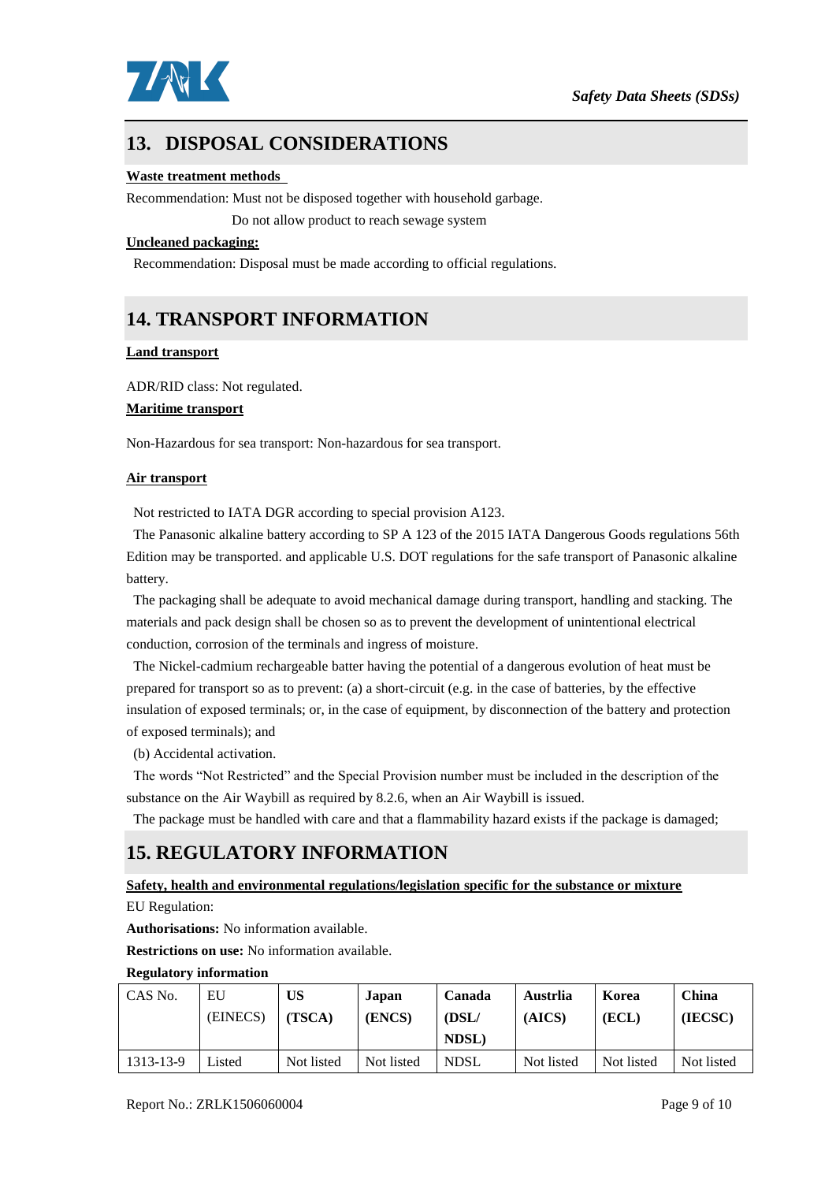## 13. DISPOSAL CONSIDERATIONS

**Waste treatment methods**

Recommendation: Must not be disposed together with household garbage.

Do not allow product to reach sewage system

**Uncleaned packaging:**

Recommendation: Disposal must be made according to official regulations.

## 14. TRANSPORT INFORMATION

**Land transport**

ADR/RID class: Not regulated.

**Maritime transport**

Non-Hazardous for sea transport: Non-hazardous for sea transport.

**Air transport**

Not restricted to IATA DGR according to special provision A123.

The Panasonic alkaline battery according to SP A 123 of the 2015 IATA Dangerous Goods regulations 56th Edition may be transported. and applicable U.S. DOT regulations for the safe transport of Panasonic alkaline battery.

The packaging shall be adequate to avoid mechanical damage during transport, handling and stacking. The materials and pack design shall be chosen so as to prevent the development of unintentional electrical conduction, corrosion of the terminals and ingress of moisture.

The Nickel-cadmium rechargeable batter having the potential of a dangerous evolution of heat must be prepared for transport so as to prevent: (a) a short-circuit (e.g. in the case of batteries, by the effective insulation of exposed terminals; or, in the case of equipment, by disconnection of the battery and protection of exposed terminals); and

(b) Accidental activation.

The words "Not Restricted" and the Special Provision number must be included in the description of the substance on the Air Waybill as required by 8.2.6, when an Air Waybill is issued.

The package must be handled with care and that a flammability hazard exists if the package is damaged;

## 15. REGULATORY INFORMATION

**Safety, health and environmental regulations/legislation specific for the substance or mixture**

EU Regulation:

**Authorisations:** No information available.

**Restrictions on use:** No information available.

**Regulatory information**

| CAS No. | EU (EINECS) | **US (TSCA)** | **Japan (ENCS)** | **Canada (DSL/ NDSL)** | **Austrlia (AICS)** | **Korea (ECL)** | **China (IECSC)** |
|---|---|---|---|---|---|---|---|
| 1313-13-9 | Listed | Not listed | Not listed | NDSL | Not listed | Not listed | Not listed |

Report No.: ZRLK1506060004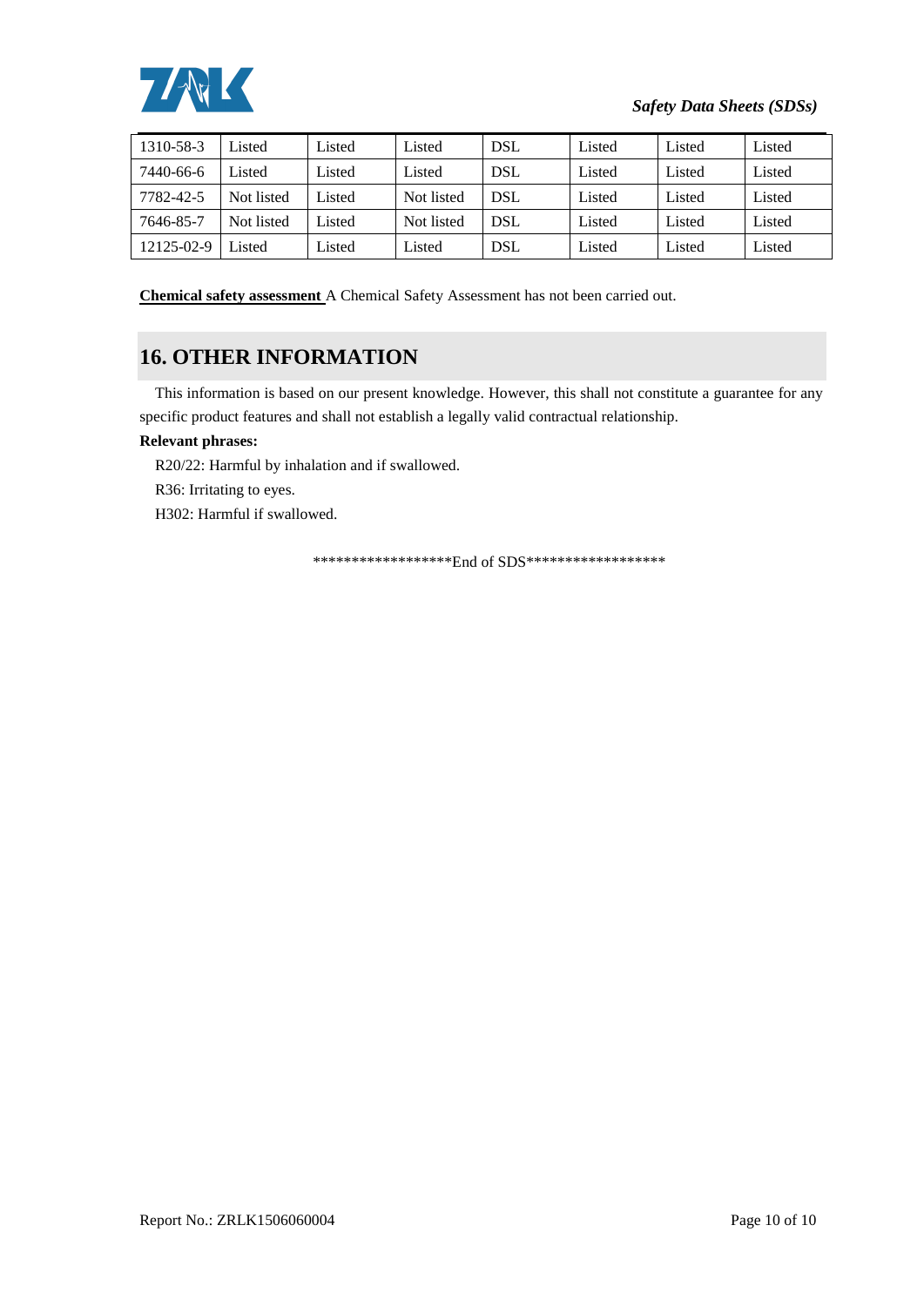| | | | | | | | |
|---|---|---|---|---|---|---|---|
| 1310-58-3 | Listed | Listed | Listed | DSL | Listed | Listed | Listed |
| 7440-66-6 | Listed | Listed | Listed | DSL | Listed | Listed | Listed |
| 7782-42-5 | Not listed | Listed | Not listed | DSL | Listed | Listed | Listed |
| 7646-85-7 | Not listed | Listed | Not listed | DSL | Listed | Listed | Listed |
| 12125-02-9 | Listed | Listed | Listed | DSL | Listed | Listed | Listed |

**Chemical safety assessment** A Chemical Safety Assessment has not been carried out.

## 16. OTHER INFORMATION

This information is based on our present knowledge. However, this shall not constitute a guarantee for any specific product features and shall not establish a legally valid contractual relationship.

**Relevant phrases:**

R20/22: Harmful by inhalation and if swallowed.

R36: Irritating to eyes.

H302: Harmful if swallowed.

******************End of SDS******************